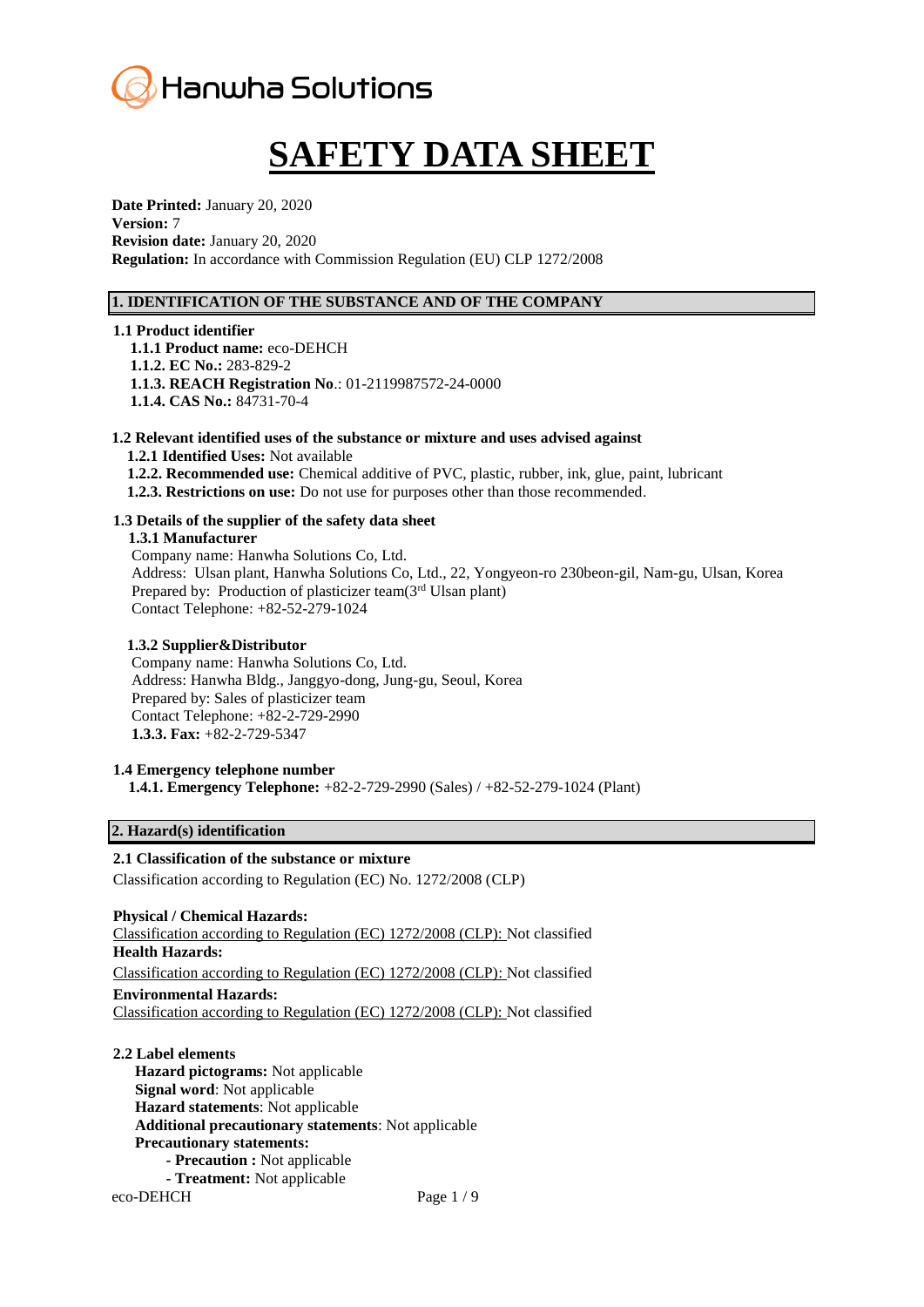Hanwha Solutions

# SAFETY DATA SHEET

**Date Printed:** January 20, 2020
**Version:** 7
**Revision date:** January 20, 2020
**Regulation:** In accordance with Commission Regulation (EU) CLP 1272/2008

## 1. IDENTIFICATION OF THE SUBSTANCE AND OF THE COMPANY

### 1.1 Product identifier

**1.1.1 Product name:** eco-DEHCH
**1.1.2. EC No.:** 283-829-2
**1.1.3. REACH Registration No**.: 01-2119987572-24-0000
**1.1.4. CAS No.:** 84731-70-4

### 1.2 Relevant identified uses of the substance or mixture and uses advised against

**1.2.1 Identified Uses:** Not available
**1.2.2. Recommended use:** Chemical additive of PVC, plastic, rubber, ink, glue, paint, lubricant
**1.2.3. Restrictions on use:** Do not use for purposes other than those recommended.

### 1.3 Details of the supplier of the safety data sheet

**1.3.1 Manufacturer**

Company name: Hanwha Solutions Co, Ltd.
Address: Ulsan plant, Hanwha Solutions Co, Ltd., 22, Yongyeon-ro 230beon-gil, Nam-gu, Ulsan, Korea
Prepared by: Production of plasticizer team(3rd Ulsan plant)
Contact Telephone: +82-52-279-1024

**1.3.2 Supplier&Distributor**

Company name: Hanwha Solutions Co, Ltd.
Address: Hanwha Bldg., Janggyo-dong, Jung-gu, Seoul, Korea
Prepared by: Sales of plasticizer team
Contact Telephone: +82-2-729-2990
**1.3.3. Fax:** +82-2-729-5347

### 1.4 Emergency telephone number

**1.4.1. Emergency Telephone:** +82-2-729-2990 (Sales) / +82-52-279-1024 (Plant)

## 2. Hazard(s) identification

### 2.1 Classification of the substance or mixture

Classification according to Regulation (EC) No. 1272/2008 (CLP)

**Physical / Chemical Hazards:**
Classification according to Regulation (EC) 1272/2008 (CLP): Not classified
**Health Hazards:**
Classification according to Regulation (EC) 1272/2008 (CLP): Not classified
**Environmental Hazards:**
Classification according to Regulation (EC) 1272/2008 (CLP): Not classified

### 2.2 Label elements

**Hazard pictograms:** Not applicable
**Signal word**: Not applicable
**Hazard statements**: Not applicable
**Additional precautionary statements**: Not applicable
**Precautionary statements:**

- **Precaution :** Not applicable
- **Treatment:** Not applicable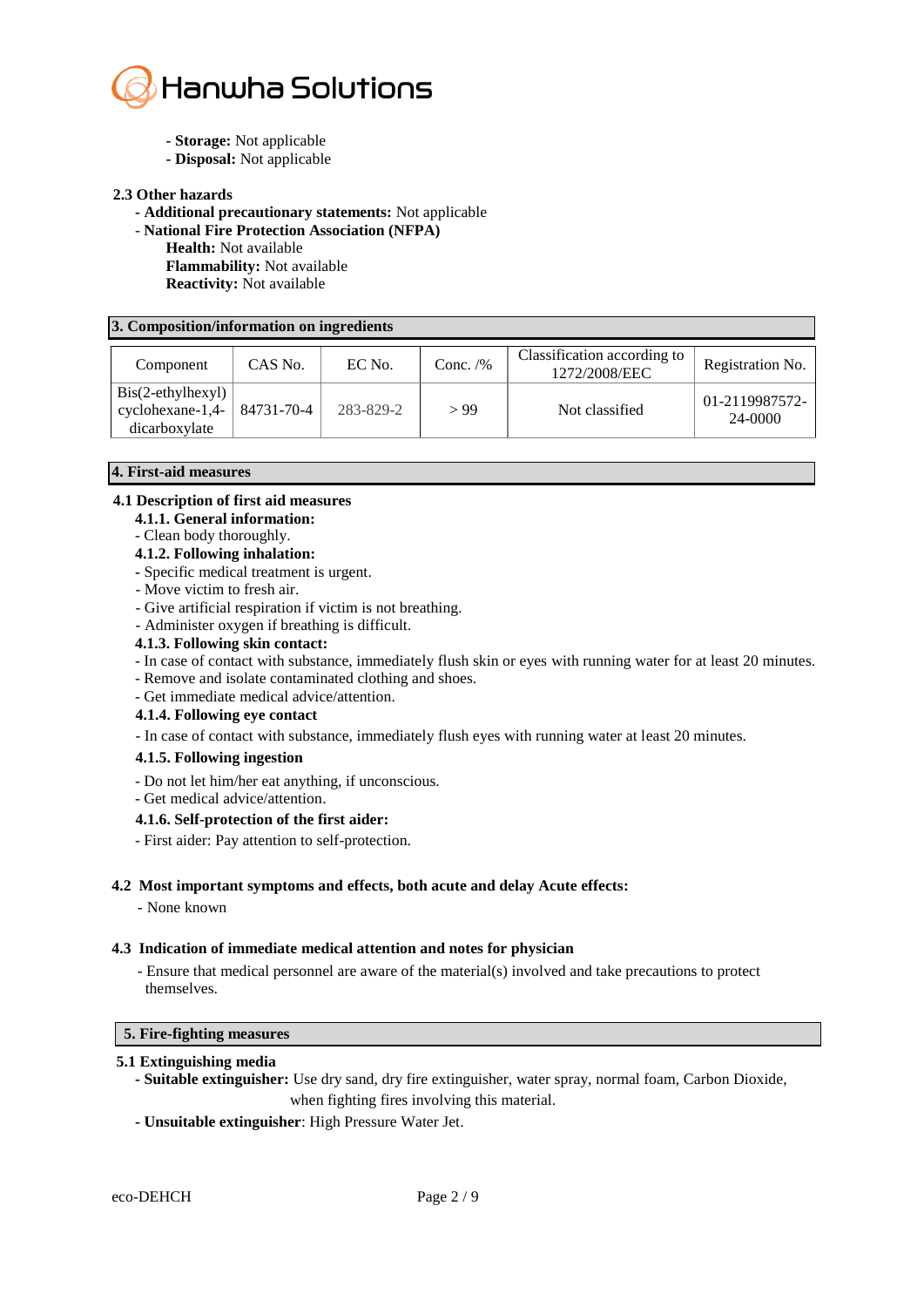- **Storage:** Not applicable
- **Disposal:** Not applicable

### 2.3 Other hazards

- **Additional precautionary statements:** Not applicable
- **National Fire Protection Association (NFPA)**
  - **Health:** Not available
  - **Flammability:** Not available
  - **Reactivity:** Not available

## 3. Composition/information on ingredients

| Component | CAS No. | EC No. | Conc. /% | Classification according to 1272/2008/EEC | Registration No. |
|---|---|---|---|---|---|
| Bis(2-ethylhexyl) cyclohexane-1,4-dicarboxylate | 84731-70-4 | 283-829-2 | > 99 | Not classified | 01-2119987572-24-0000 |

## 4. First-aid measures

### 4.1 Description of first aid measures

**4.1.1. General information:**

- Clean body thoroughly.

**4.1.2. Following inhalation:**

- Specific medical treatment is urgent.
- Move victim to fresh air.
- Give artificial respiration if victim is not breathing.
- Administer oxygen if breathing is difficult.

**4.1.3. Following skin contact:**

- In case of contact with substance, immediately flush skin or eyes with running water for at least 20 minutes.
- Remove and isolate contaminated clothing and shoes.
- Get immediate medical advice/attention.

**4.1.4. Following eye contact**

- In case of contact with substance, immediately flush eyes with running water at least 20 minutes.

**4.1.5. Following ingestion**

- Do not let him/her eat anything, if unconscious.
- Get medical advice/attention.

**4.1.6. Self-protection of the first aider:**

- First aider: Pay attention to self-protection.

### 4.2 Most important symptoms and effects, both acute and delay Acute effects:

- None known

### 4.3 Indication of immediate medical attention and notes for physician

- Ensure that medical personnel are aware of the material(s) involved and take precautions to protect themselves.

## 5. Fire-fighting measures

### 5.1 Extinguishing media

- **Suitable extinguisher:** Use dry sand, dry fire extinguisher, water spray, normal foam, Carbon Dioxide, when fighting fires involving this material.
- **Unsuitable extinguisher**: High Pressure Water Jet.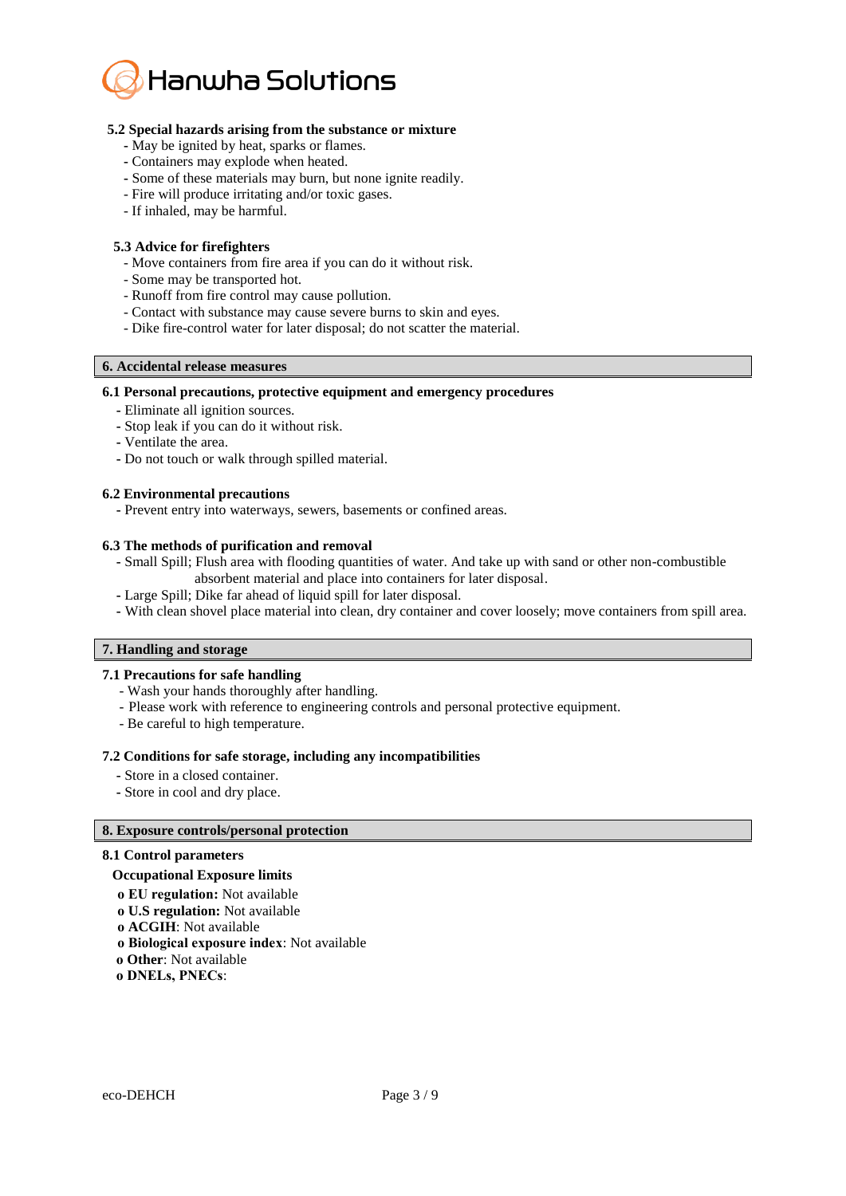### 5.2 Special hazards arising from the substance or mixture

- May be ignited by heat, sparks or flames.
- Containers may explode when heated.
- Some of these materials may burn, but none ignite readily.
- Fire will produce irritating and/or toxic gases.
- If inhaled, may be harmful.

### 5.3 Advice for firefighters

- Move containers from fire area if you can do it without risk.
- Some may be transported hot.
- Runoff from fire control may cause pollution.
- Contact with substance may cause severe burns to skin and eyes.
- Dike fire-control water for later disposal; do not scatter the material.

## 6. Accidental release measures

### 6.1 Personal precautions, protective equipment and emergency procedures

- Eliminate all ignition sources.
- Stop leak if you can do it without risk.
- Ventilate the area.
- Do not touch or walk through spilled material.

### 6.2 Environmental precautions

- Prevent entry into waterways, sewers, basements or confined areas.

### 6.3 The methods of purification and removal

- Small Spill; Flush area with flooding quantities of water. And take up with sand or other non-combustible absorbent material and place into containers for later disposal.
- Large Spill; Dike far ahead of liquid spill for later disposal.
- With clean shovel place material into clean, dry container and cover loosely; move containers from spill area.

## 7. Handling and storage

### 7.1 Precautions for safe handling

- Wash your hands thoroughly after handling.
- Please work with reference to engineering controls and personal protective equipment.
- Be careful to high temperature.

### 7.2 Conditions for safe storage, including any incompatibilities

- Store in a closed container.
- Store in cool and dry place.

## 8. Exposure controls/personal protection

### 8.1 Control parameters

**Occupational Exposure limits**

- **EU regulation:** Not available
- **U.S regulation:** Not available
- **ACGIH**: Not available
- **Biological exposure index**: Not available
- **Other**: Not available
- **DNELs, PNECs**: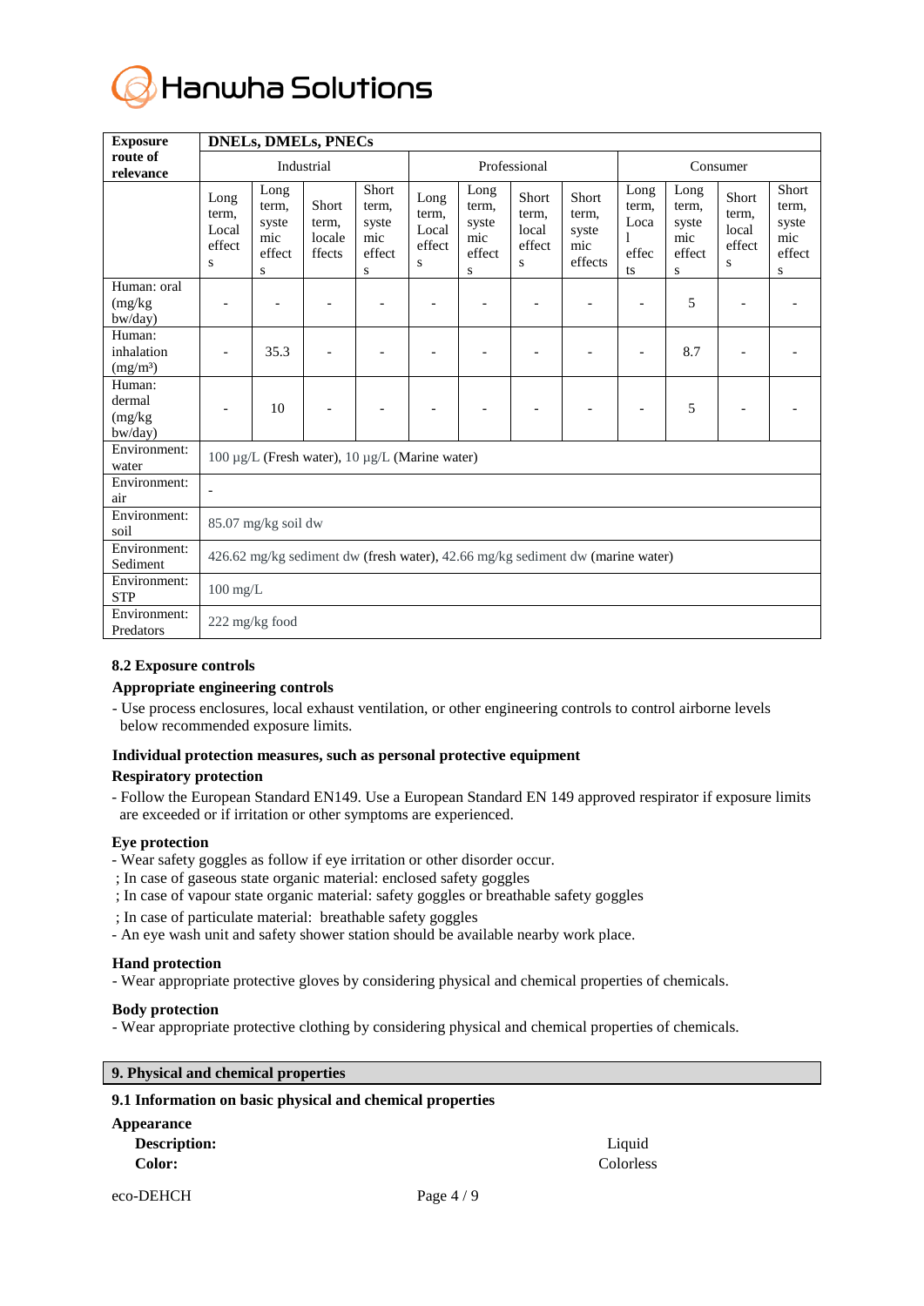| Exposure route of relevance | DNELs, DMELs, PNECs | | | | | | | | | | | |
|---|---|---|---|---|---|---|---|---|---|---|---|---|
| | Industrial | | | | Professional | | | | Consumer | | | |
| | Long term, Local effects | Long term, systemic effects | Short term, locale ffects | Short term, systemic effects | Long term, Local effects | Long term, systemic effects | Short term, local effects | Short term, systemic effects | Long term, Local effects | Long term, systemic effects | Short term, local effects | Short term, systemic effects |
| Human: oral (mg/kg bw/day) | - | - | - | - | - | - | - | - | - | 5 | - | - |
| Human: inhalation (mg/m³) | - | 35.3 | - | - | - | - | - | - | - | 8.7 | - | - |
| Human: dermal (mg/kg bw/day) | - | 10 | - | - | - | - | - | - | - | 5 | - | - |
| Environment: water | 100 μg/L (Fresh water), 10 μg/L (Marine water) | | | | | | | | | | | |
| Environment: air | - | | | | | | | | | | | |
| Environment: soil | 85.07 mg/kg soil dw | | | | | | | | | | | |
| Environment: Sediment | 426.62 mg/kg sediment dw (fresh water), 42.66 mg/kg sediment dw (marine water) | | | | | | | | | | | |
| Environment: STP | 100 mg/L | | | | | | | | | | | |
| Environment: Predators | 222 mg/kg food | | | | | | | | | | | |

### 8.2 Exposure controls

**Appropriate engineering controls**

- Use process enclosures, local exhaust ventilation, or other engineering controls to control airborne levels below recommended exposure limits.

**Individual protection measures, such as personal protective equipment**

**Respiratory protection**

- Follow the European Standard EN149. Use a European Standard EN 149 approved respirator if exposure limits are exceeded or if irritation or other symptoms are experienced.

**Eye protection**

- Wear safety goggles as follow if eye irritation or other disorder occur.
  ; In case of gaseous state organic material: enclosed safety goggles
  ; In case of vapour state organic material: safety goggles or breathable safety goggles
  ; In case of particulate material: breathable safety goggles
- An eye wash unit and safety shower station should be available nearby work place.

**Hand protection**

- Wear appropriate protective gloves by considering physical and chemical properties of chemicals.

**Body protection**

- Wear appropriate protective clothing by considering physical and chemical properties of chemicals.

## 9. Physical and chemical properties

### 9.1 Information on basic physical and chemical properties

**Appearance**

**Description:** Liquid

**Color:** Colorless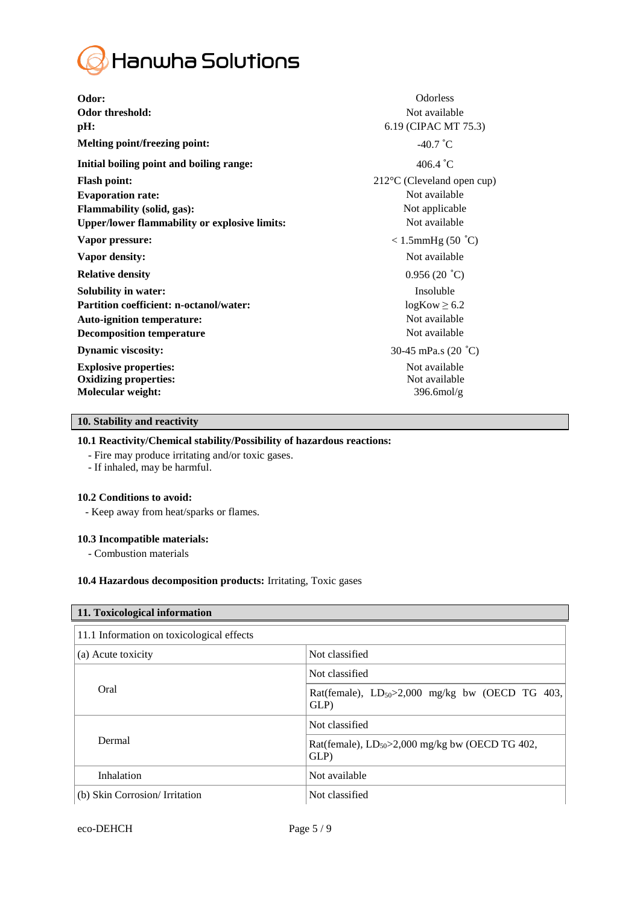| | |
|---|---|
| **Odor:** | Odorless |
| **Odor threshold:** | Not available |
| **pH:** | 6.19 (CIPAC MT 75.3) |
| **Melting point/freezing point:** | -40.7 ˚C |
| **Initial boiling point and boiling range:** | 406.4 ˚C |
| **Flash point:** | 212°C (Cleveland open cup) |
| **Evaporation rate:** | Not available |
| **Flammability (solid, gas):** | Not applicable |
| **Upper/lower flammability or explosive limits:** | Not available |
| **Vapor pressure:** | < 1.5mmHg (50 ˚C) |
| **Vapor density:** | Not available |
| **Relative density** | 0.956 (20 ˚C) |
| **Solubility in water:** | Insoluble |
| **Partition coefficient: n-octanol/water:** | logKow ≥ 6.2 |
| **Auto-ignition temperature:** | Not available |
| **Decomposition temperature** | Not available |
| **Dynamic viscosity:** | 30-45 mPa.s (20 ˚C) |
| **Explosive properties:** | Not available |
| **Oxidizing properties:** | Not available |
| **Molecular weight:** | 396.6mol/g |

## 10. Stability and reactivity

### 10.1 Reactivity/Chemical stability/Possibility of hazardous reactions:

- Fire may produce irritating and/or toxic gases.
- If inhaled, may be harmful.

### 10.2 Conditions to avoid:

- Keep away from heat/sparks or flames.

### 10.3 Incompatible materials:

- Combustion materials

### 10.4 Hazardous decomposition products: Irritating, Toxic gases

## 11. Toxicological information

| 11.1 Information on toxicological effects | |
|---|---|
| (a) Acute toxicity | Not classified |
| Oral | Not classified |
| | Rat(female), $LD_{50}$>2,000 mg/kg bw (OECD TG 403, GLP) |
| Dermal | Not classified |
| | Rat(female), $LD_{50}$>2,000 mg/kg bw (OECD TG 402, GLP) |
| Inhalation | Not available |
| (b) Skin Corrosion/ Irritation | Not classified |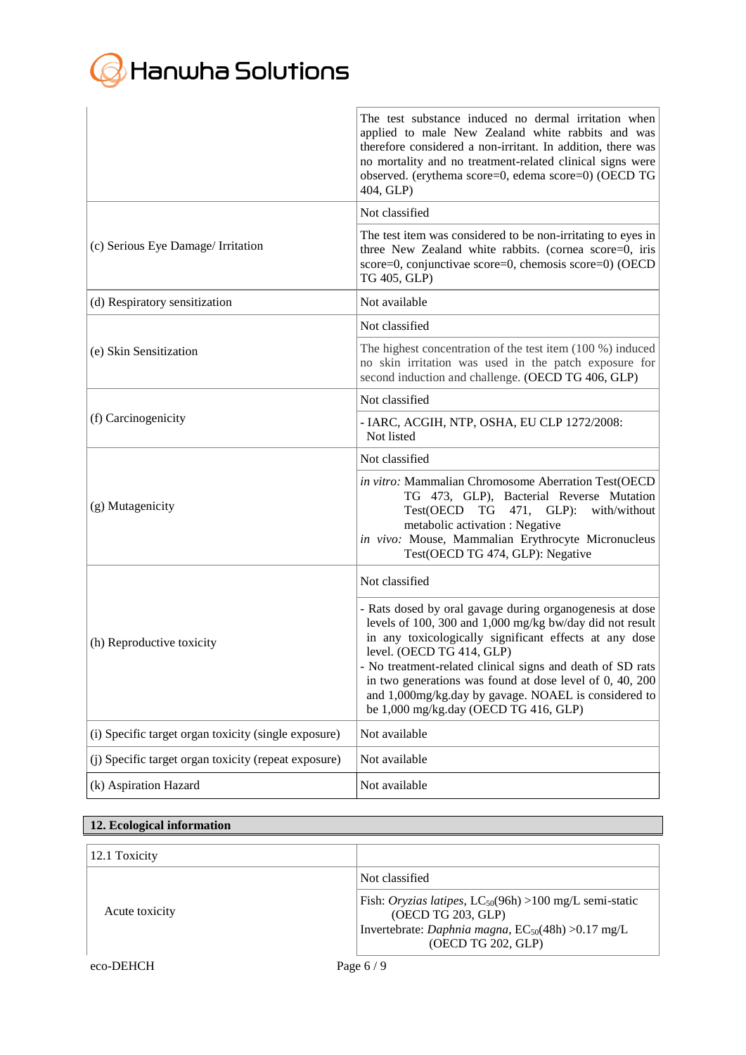| | |
|---|---|
| | The test substance induced no dermal irritation when applied to male New Zealand white rabbits and was therefore considered a non-irritant. In addition, there was no mortality and no treatment-related clinical signs were observed. (erythema score=0, edema score=0) (OECD TG 404, GLP) |
| (c) Serious Eye Damage/ Irritation | Not classified |
| | The test item was considered to be non-irritating to eyes in three New Zealand white rabbits. (cornea score=0, iris score=0, conjunctivae score=0, chemosis score=0) (OECD TG 405, GLP) |
| (d) Respiratory sensitization | Not available |
| (e) Skin Sensitization | Not classified |
| | The highest concentration of the test item (100 %) induced no skin irritation was used in the patch exposure for second induction and challenge. (OECD TG 406, GLP) |
| (f) Carcinogenicity | Not classified |
| | - IARC, ACGIH, NTP, OSHA, EU CLP 1272/2008: Not listed |
| (g) Mutagenicity | Not classified |
| | *in vitro:* Mammalian Chromosome Aberration Test(OECD TG 473, GLP), Bacterial Reverse Mutation Test(OECD TG 471, GLP): with/without metabolic activation : Negative<br>*in vivo:* Mouse, Mammalian Erythrocyte Micronucleus Test(OECD TG 474, GLP): Negative |
| (h) Reproductive toxicity | Not classified |
| | - Rats dosed by oral gavage during organogenesis at dose levels of 100, 300 and 1,000 mg/kg bw/day did not result in any toxicologically significant effects at any dose level. (OECD TG 414, GLP)<br>- No treatment-related clinical signs and death of SD rats in two generations was found at dose level of 0, 40, 200 and 1,000mg/kg.day by gavage. NOAEL is considered to be 1,000 mg/kg.day (OECD TG 416, GLP) |
| (i) Specific target organ toxicity (single exposure) | Not available |
| (j) Specific target organ toxicity (repeat exposure) | Not available |
| (k) Aspiration Hazard | Not available |

## 12. Ecological information

| | |
|---|---|
| 12.1 Toxicity | |
| Acute toxicity | Not classified |
| | Fish: *Oryzias latipes*, $LC_{50}$(96h) >100 mg/L semi-static (OECD TG 203, GLP)<br>Invertebrate: *Daphnia magna*, $EC_{50}$(48h) >0.17 mg/L (OECD TG 202, GLP) |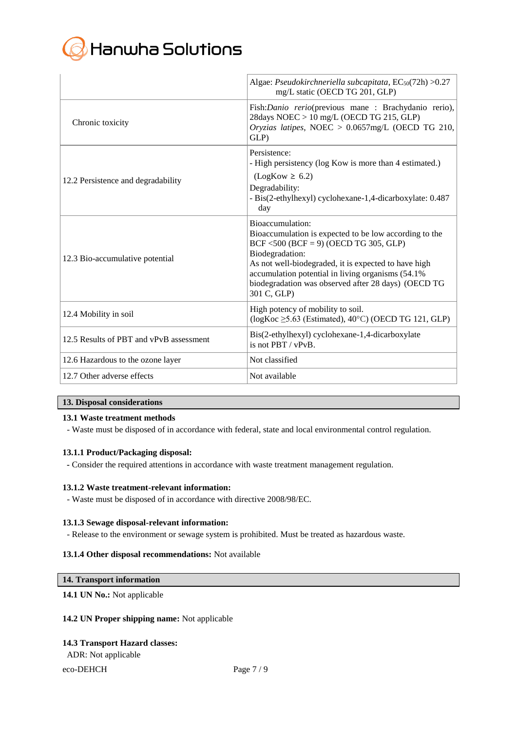| | |
|---|---|
| | Algae: *Pseudokirchneriella subcapitata*, $EC_{50}$(72h) >0.27 mg/L static (OECD TG 201, GLP) |
| Chronic toxicity | Fish:*Danio rerio*(previous mane : Brachydanio rerio), 28days NOEC > 10 mg/L (OECD TG 215, GLP)<br>*Oryzias latipes*, NOEC > 0.0657mg/L (OECD TG 210, GLP) |
| 12.2 Persistence and degradability | Persistence:<br>- High persistency (log Kow is more than 4 estimated.)<br>(LogKow ≥ 6.2)<br>Degradability:<br>- Bis(2-ethylhexyl) cyclohexane-1,4-dicarboxylate: 0.487 day |
| 12.3 Bio-accumulative potential | Bioaccumulation:<br>Bioaccumulation is expected to be low according to the BCF <500 (BCF = 9) (OECD TG 305, GLP)<br>Biodegradation:<br>As not well-biodegraded, it is expected to have high accumulation potential in living organisms (54.1% biodegradation was observed after 28 days) (OECD TG 301 C, GLP) |
| 12.4 Mobility in soil | High potency of mobility to soil.<br>(logKoc ≥5.63 (Estimated), 40°C) (OECD TG 121, GLP) |
| 12.5 Results of PBT and vPvB assessment | Bis(2-ethylhexyl) cyclohexane-1,4-dicarboxylate is not PBT / vPvB. |
| 12.6 Hazardous to the ozone layer | Not classified |
| 12.7 Other adverse effects | Not available |

## 13. Disposal considerations

**13.1 Waste treatment methods**

- Waste must be disposed of in accordance with federal, state and local environmental control regulation.

**13.1.1 Product/Packaging disposal:**

- Consider the required attentions in accordance with waste treatment management regulation.

**13.1.2 Waste treatment-relevant information:**

- Waste must be disposed of in accordance with directive 2008/98/EC.

**13.1.3 Sewage disposal-relevant information:**

- Release to the environment or sewage system is prohibited. Must be treated as hazardous waste.

**13.1.4 Other disposal recommendations:** Not available

## 14. Transport information

**14.1 UN No.:** Not applicable

**14.2 UN Proper shipping name:** Not applicable

**14.3 Transport Hazard classes:**

ADR: Not applicable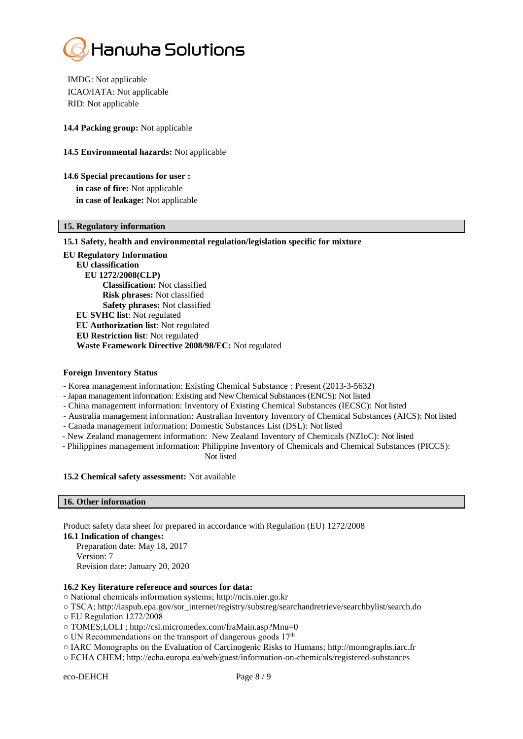IMDG: Not applicable
ICAO/IATA: Not applicable
RID: Not applicable

**14.4 Packing group:** Not applicable

**14.5 Environmental hazards:** Not applicable

**14.6 Special precautions for user :**
**in case of fire:** Not applicable
**in case of leakage:** Not applicable

## 15. Regulatory information

### 15.1 Safety, health and environmental regulation/legislation specific for mixture

**EU Regulatory Information**
**EU classification**
**EU 1272/2008(CLP)**
**Classification:** Not classified
**Risk phrases:** Not classified
**Safety phrases:** Not classified
**EU SVHC list**: Not regulated
**EU Authorization list**: Not regulated
**EU Restriction list**: Not regulated
**Waste Framework Directive 2008/98/EC:** Not regulated

**Foreign Inventory Status**

- Korea management information: Existing Chemical Substance : Present (2013-3-5632)
- Japan management information: Existing and New Chemical Substances (ENCS): Not listed
- China management information: Inventory of Existing Chemical Substances (IECSC): Not listed
- Australia management information: Australian Inventory Inventory of Chemical Substances (AICS): Not listed
- Canada management information: Domestic Substances List (DSL): Not listed
- New Zealand management information: New Zealand Inventory of Chemicals (NZIoC): Not listed
- Philippines management information: Philippine Inventory of Chemicals and Chemical Substances (PICCS): Not listed

**15.2 Chemical safety assessment:** Not available

## 16. Other information

Product safety data sheet for prepared in accordance with Regulation (EU) 1272/2008

**16.1 Indication of changes:**
Preparation date: May 18, 2017
Version: 7
Revision date: January 20, 2020

**16.2 Key literature reference and sources for data:**

○ National chemicals information systems; http://ncis.nier.go.kr
○ TSCA; http://iaspub.epa.gov/sor_internet/registry/substreg/searchandretrieve/searchbylist/search.do
○ EU Regulation 1272/2008
○ TOMES;LOLI ; http://csi.micromedex.com/fraMain.asp?Mnu=0
○ UN Recommendations on the transport of dangerous goods 17th
○ IARC Monographs on the Evaluation of Carcinogenic Risks to Humans; http://monographs.iarc.fr
○ ECHA CHEM; http://echa.europa.eu/web/guest/information-on-chemicals/registered-substances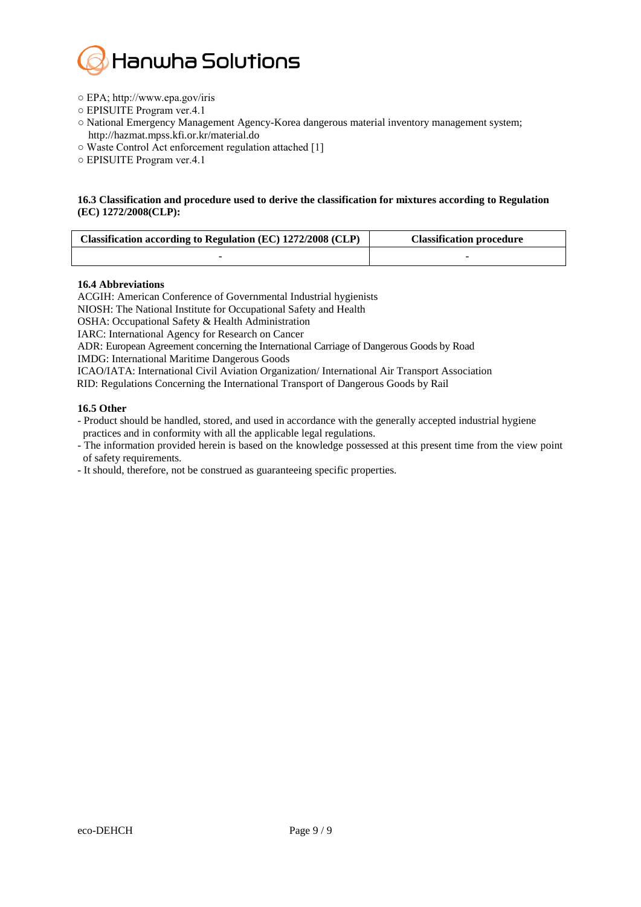- ○ EPA; http://www.epa.gov/iris
- ○ EPISUITE Program ver.4.1
- ○ National Emergency Management Agency-Korea dangerous material inventory management system; http://hazmat.mpss.kfi.or.kr/material.do
- ○ Waste Control Act enforcement regulation attached [1]
- ○ EPISUITE Program ver.4.1

**16.3 Classification and procedure used to derive the classification for mixtures according to Regulation (EC) 1272/2008(CLP):**

| Classification according to Regulation (EC) 1272/2008 (CLP) | Classification procedure |
|---|---|
| - | - |

**16.4 Abbreviations**

ACGIH: American Conference of Governmental Industrial hygienists
NIOSH: The National Institute for Occupational Safety and Health
OSHA: Occupational Safety & Health Administration
IARC: International Agency for Research on Cancer
ADR: European Agreement concerning the International Carriage of Dangerous Goods by Road
IMDG: International Maritime Dangerous Goods
ICAO/IATA: International Civil Aviation Organization/ International Air Transport Association
RID: Regulations Concerning the International Transport of Dangerous Goods by Rail

**16.5 Other**

- Product should be handled, stored, and used in accordance with the generally accepted industrial hygiene practices and in conformity with all the applicable legal regulations.
- The information provided herein is based on the knowledge possessed at this present time from the view point of safety requirements.
- It should, therefore, not be construed as guaranteeing specific properties.